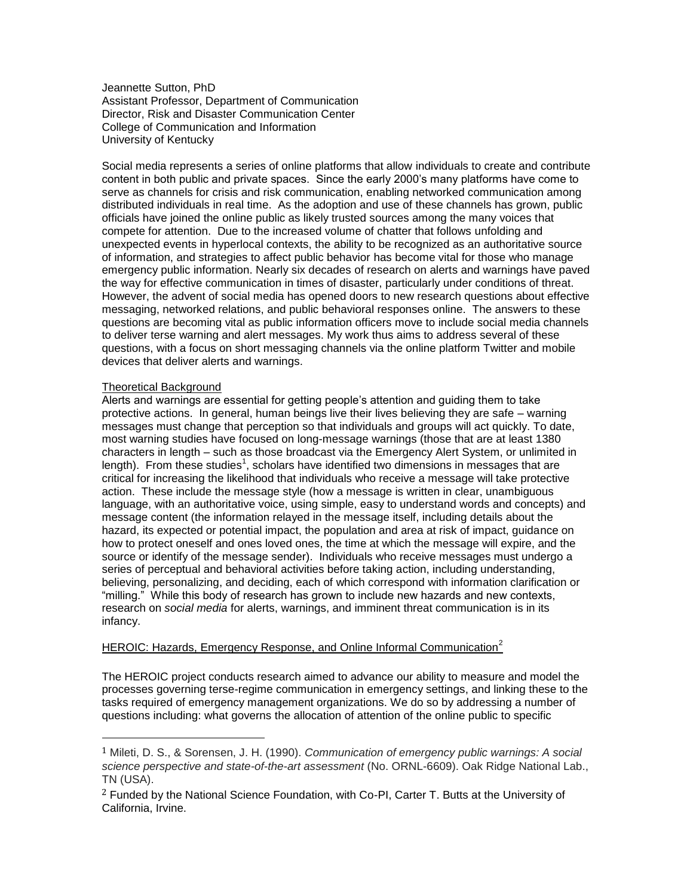Jeannette Sutton, PhD
Assistant Professor, Department of Communication
Director, Risk and Disaster Communication Center
College of Communication and Information
University of Kentucky

Social media represents a series of online platforms that allow individuals to create and contribute content in both public and private spaces. Since the early 2000's many platforms have come to serve as channels for crisis and risk communication, enabling networked communication among distributed individuals in real time. As the adoption and use of these channels has grown, public officials have joined the online public as likely trusted sources among the many voices that compete for attention. Due to the increased volume of chatter that follows unfolding and unexpected events in hyperlocal contexts, the ability to be recognized as an authoritative source of information, and strategies to affect public behavior has become vital for those who manage emergency public information. Nearly six decades of research on alerts and warnings have paved the way for effective communication in times of disaster, particularly under conditions of threat. However, the advent of social media has opened doors to new research questions about effective messaging, networked relations, and public behavioral responses online. The answers to these questions are becoming vital as public information officers move to include social media channels to deliver terse warning and alert messages. My work thus aims to address several of these questions, with a focus on short messaging channels via the online platform Twitter and mobile devices that deliver alerts and warnings.

## Theoretical Background

Alerts and warnings are essential for getting people's attention and guiding them to take protective actions. In general, human beings live their lives believing they are safe – warning messages must change that perception so that individuals and groups will act quickly. To date, most warning studies have focused on long-message warnings (those that are at least 1380 characters in length – such as those broadcast via the Emergency Alert System, or unlimited in length). From these studies[1], scholars have identified two dimensions in messages that are critical for increasing the likelihood that individuals who receive a message will take protective action. These include the message style (how a message is written in clear, unambiguous language, with an authoritative voice, using simple, easy to understand words and concepts) and message content (the information relayed in the message itself, including details about the hazard, its expected or potential impact, the population and area at risk of impact, guidance on how to protect oneself and ones loved ones, the time at which the message will expire, and the source or identify of the message sender). Individuals who receive messages must undergo a series of perceptual and behavioral activities before taking action, including understanding, believing, personalizing, and deciding, each of which correspond with information clarification or "milling." While this body of research has grown to include new hazards and new contexts, research on *social media* for alerts, warnings, and imminent threat communication is in its infancy.

## HEROIC: Hazards, Emergency Response, and Online Informal Communication[2]

The HEROIC project conducts research aimed to advance our ability to measure and model the processes governing terse-regime communication in emergency settings, and linking these to the tasks required of emergency management organizations. We do so by addressing a number of questions including: what governs the allocation of attention of the online public to specific

---

[1] Mileti, D. S., & Sorensen, J. H. (1990). *Communication of emergency public warnings: A social science perspective and state-of-the-art assessment* (No. ORNL-6609). Oak Ridge National Lab., TN (USA).

[2] Funded by the National Science Foundation, with Co-PI, Carter T. Butts at the University of California, Irvine.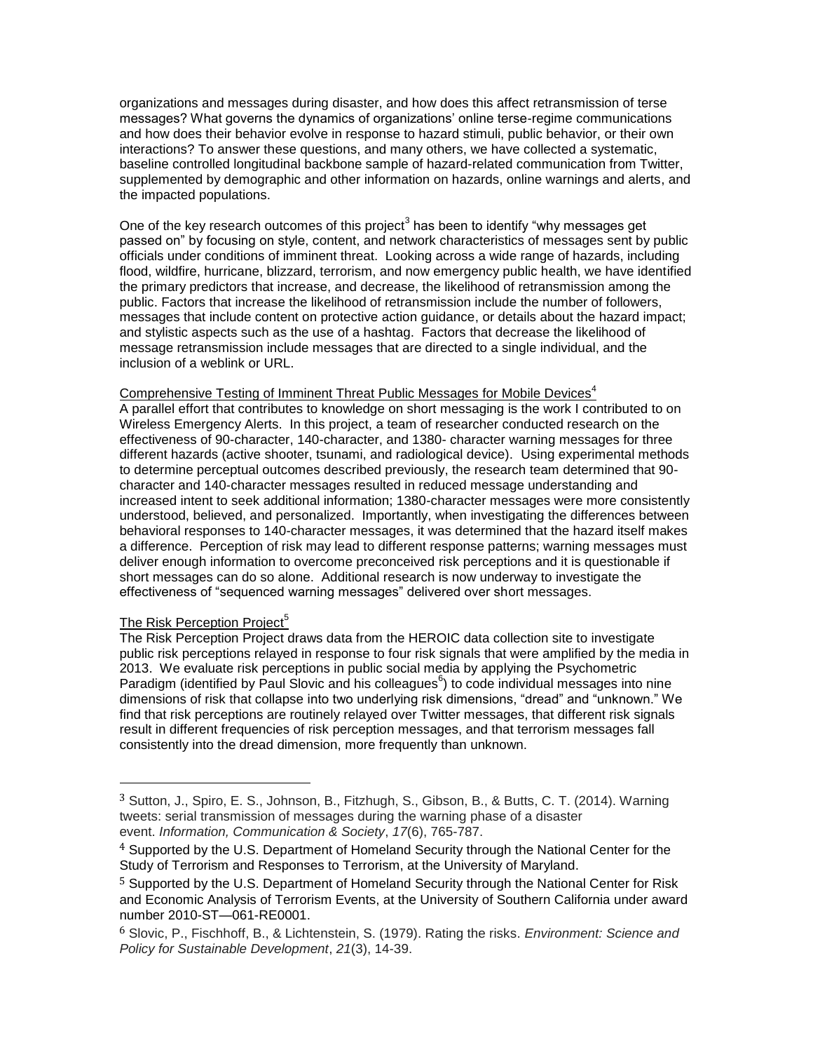organizations and messages during disaster, and how does this affect retransmission of terse messages? What governs the dynamics of organizations' online terse-regime communications and how does their behavior evolve in response to hazard stimuli, public behavior, or their own interactions? To answer these questions, and many others, we have collected a systematic, baseline controlled longitudinal backbone sample of hazard-related communication from Twitter, supplemented by demographic and other information on hazards, online warnings and alerts, and the impacted populations.

One of the key research outcomes of this project[3] has been to identify "why messages get passed on" by focusing on style, content, and network characteristics of messages sent by public officials under conditions of imminent threat. Looking across a wide range of hazards, including flood, wildfire, hurricane, blizzard, terrorism, and now emergency public health, we have identified the primary predictors that increase, and decrease, the likelihood of retransmission among the public. Factors that increase the likelihood of retransmission include the number of followers, messages that include content on protective action guidance, or details about the hazard impact; and stylistic aspects such as the use of a hashtag. Factors that decrease the likelihood of message retransmission include messages that are directed to a single individual, and the inclusion of a weblink or URL.

Comprehensive Testing of Imminent Threat Public Messages for Mobile Devices[4]

A parallel effort that contributes to knowledge on short messaging is the work I contributed to on Wireless Emergency Alerts. In this project, a team of researcher conducted research on the effectiveness of 90-character, 140-character, and 1380- character warning messages for three different hazards (active shooter, tsunami, and radiological device). Using experimental methods to determine perceptual outcomes described previously, the research team determined that 90-character and 140-character messages resulted in reduced message understanding and increased intent to seek additional information; 1380-character messages were more consistently understood, believed, and personalized. Importantly, when investigating the differences between behavioral responses to 140-character messages, it was determined that the hazard itself makes a difference. Perception of risk may lead to different response patterns; warning messages must deliver enough information to overcome preconceived risk perceptions and it is questionable if short messages can do so alone. Additional research is now underway to investigate the effectiveness of "sequenced warning messages" delivered over short messages.

The Risk Perception Project[5]

The Risk Perception Project draws data from the HEROIC data collection site to investigate public risk perceptions relayed in response to four risk signals that were amplified by the media in 2013. We evaluate risk perceptions in public social media by applying the Psychometric Paradigm (identified by Paul Slovic and his colleagues[6]) to code individual messages into nine dimensions of risk that collapse into two underlying risk dimensions, "dread" and "unknown." We find that risk perceptions are routinely relayed over Twitter messages, that different risk signals result in different frequencies of risk perception messages, and that terrorism messages fall consistently into the dread dimension, more frequently than unknown.

---

[3] Sutton, J., Spiro, E. S., Johnson, B., Fitzhugh, S., Gibson, B., & Butts, C. T. (2014). Warning tweets: serial transmission of messages during the warning phase of a disaster event. *Information, Communication & Society*, *17*(6), 765-787.

[4] Supported by the U.S. Department of Homeland Security through the National Center for the Study of Terrorism and Responses to Terrorism, at the University of Maryland.

[5] Supported by the U.S. Department of Homeland Security through the National Center for Risk and Economic Analysis of Terrorism Events, at the University of Southern California under award number 2010-ST—061-RE0001.

[6] Slovic, P., Fischhoff, B., & Lichtenstein, S. (1979). Rating the risks. *Environment: Science and Policy for Sustainable Development*, *21*(3), 14-39.